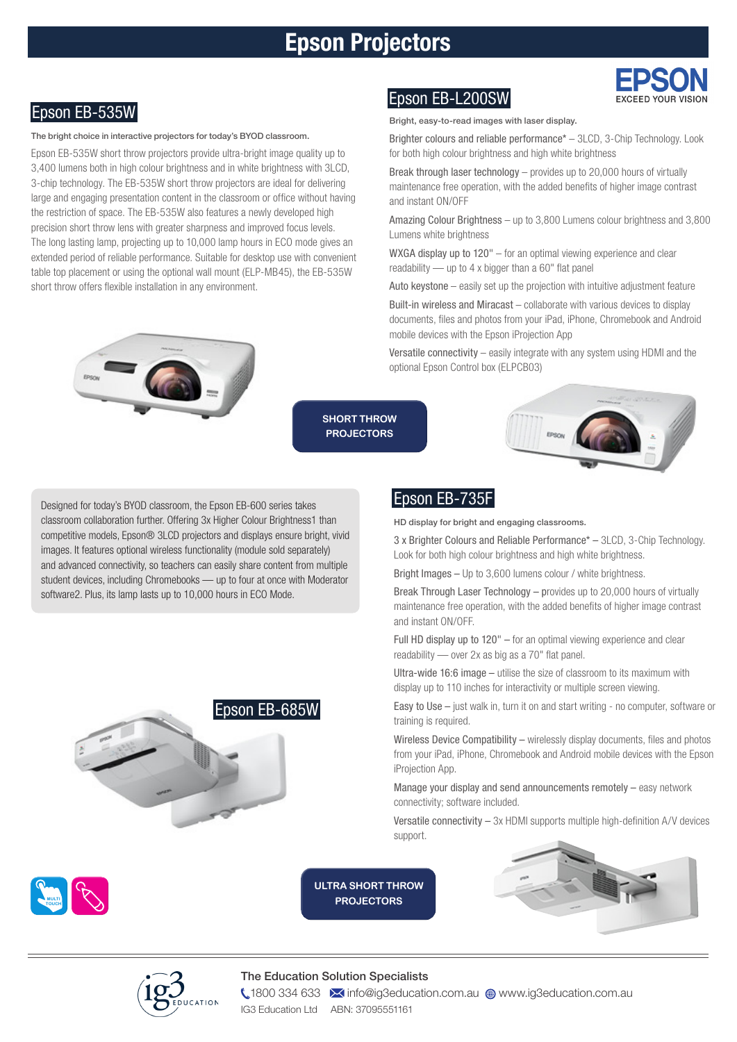# Epson Projectors

## Epson EB-535W

The bright choice in interactive projectors for today's BYOD classroom.

Epson EB-535W short throw projectors provide ultra-bright image quality up to 3,400 lumens both in high colour brightness and in white brightness with 3LCD, 3-chip technology. The EB-535W short throw projectors are ideal for delivering large and engaging presentation content in the classroom or office without having the restriction of space. The EB-535W also features a newly developed high precision short throw lens with greater sharpness and improved focus levels. The long lasting lamp, projecting up to 10,000 lamp hours in ECO mode gives an extended period of reliable performance. Suitable for desktop use with convenient table top placement or using the optional wall mount (ELP-MB45), the EB-535W short throw offers flexible installation in any environment.

## Epson EB-L200SW

Bright, easy-to-read images with laser display.

Brighter colours and reliable performance* – 3LCD, 3-Chip Technology. Look for both high colour brightness and high white brightness

Break through laser technology – provides up to 20,000 hours of virtually maintenance free operation, with the added benefits of higher image contrast and instant ON/OFF

Amazing Colour Brightness – up to 3,800 Lumens colour brightness and 3,800 Lumens white brightness

WXGA display up to 120" – for an optimal viewing experience and clear readability — up to 4 x bigger than a 60" flat panel

Auto keystone – easily set up the projection with intuitive adjustment feature

Built-in wireless and Miracast – collaborate with various devices to display documents, files and photos from your iPad, iPhone, Chromebook and Android mobile devices with the Epson iProjection App

Versatile connectivity – easily integrate with any system using HDMI and the optional Epson Control box (ELPCB03)

**SHORT THROW PROJECTORS**

Designed for today's BYOD classroom, the Epson EB-600 series takes classroom collaboration further. Offering 3x Higher Colour Brightness1 than competitive models, Epson® 3LCD projectors and displays ensure bright, vivid images. It features optional wireless functionality (module sold separately) and advanced connectivity, so teachers can easily share content from multiple student devices, including Chromebooks — up to four at once with Moderator software2. Plus, its lamp lasts up to 10,000 hours in ECO Mode.

## Epson EB-685W

## Epson EB-735F

HD display for bright and engaging classrooms.

3 x Brighter Colours and Reliable Performance* – 3LCD, 3-Chip Technology. Look for both high colour brightness and high white brightness.

Bright Images – Up to 3,600 lumens colour / white brightness.

Break Through Laser Technology – provides up to 20,000 hours of virtually maintenance free operation, with the added benefits of higher image contrast and instant ON/OFF.

Full HD display up to 120" – for an optimal viewing experience and clear readability — over 2x as big as a 70" flat panel.

Ultra-wide 16:6 image – utilise the size of classroom to its maximum with display up to 110 inches for interactivity or multiple screen viewing.

Easy to Use – just walk in, turn it on and start writing - no computer, software or training is required.

Wireless Device Compatibility – wirelessly display documents, files and photos from your iPad, iPhone, Chromebook and Android mobile devices with the Epson iProjection App.

Manage your display and send announcements remotely – easy network connectivity; software included.

Versatile connectivity – 3x HDMI supports multiple high-definition A/V devices support.

**ULTRA SHORT THROW PROJECTORS**

---

**The Education Solution Specialists**

1800 334 633 info@ig3education.com.au www.ig3education.com.au

IG3 Education Ltd ABN: 37095551161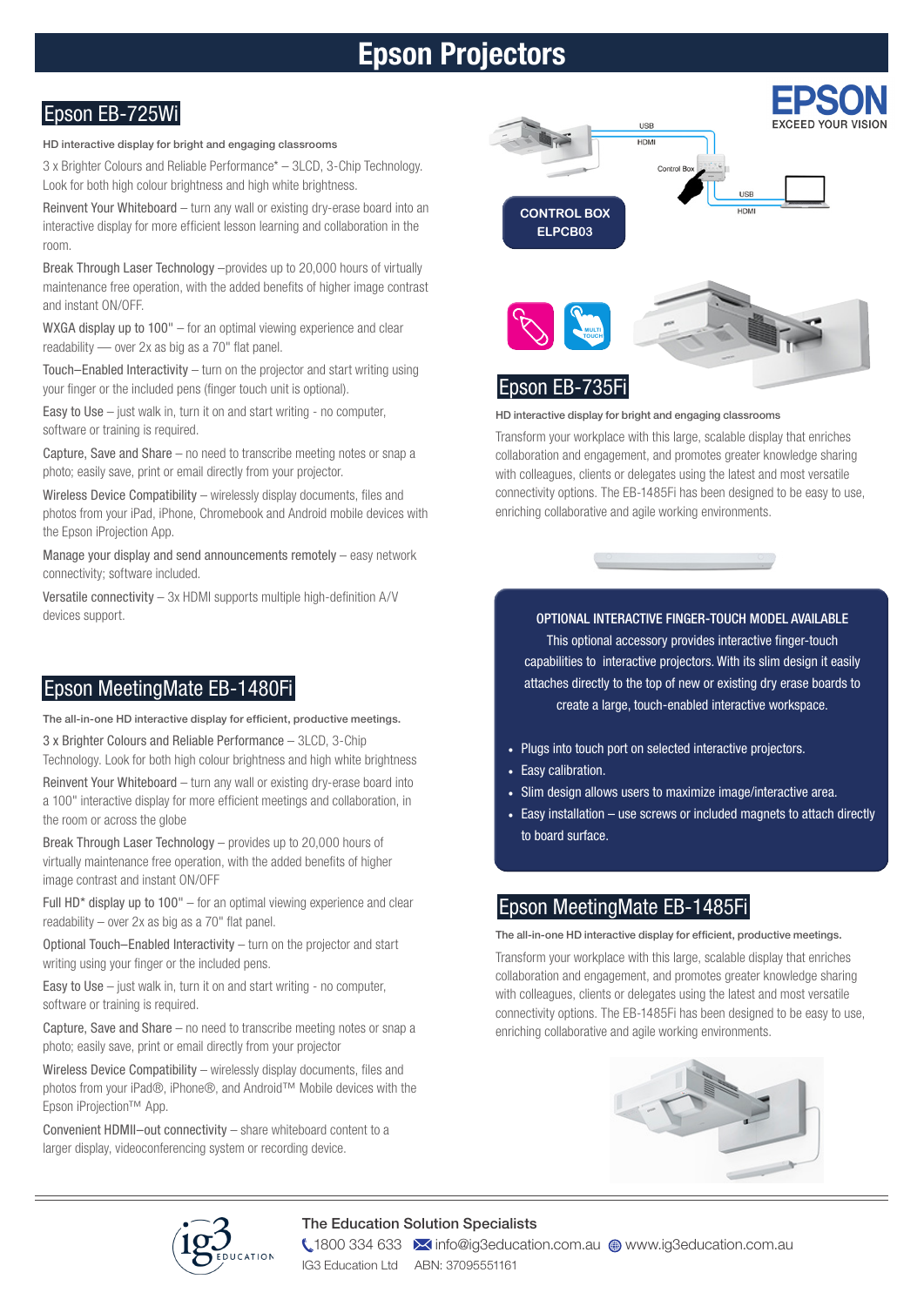# Epson Projectors

## Epson EB-725Wi

HD interactive display for bright and engaging classrooms

3 x Brighter Colours and Reliable Performance* – 3LCD, 3-Chip Technology. Look for both high colour brightness and high white brightness.

Reinvent Your Whiteboard – turn any wall or existing dry-erase board into an interactive display for more efficient lesson learning and collaboration in the room.

Break Through Laser Technology –provides up to 20,000 hours of virtually maintenance free operation, with the added benefits of higher image contrast and instant ON/OFF.

WXGA display up to 100" – for an optimal viewing experience and clear readability — over 2x as big as a 70" flat panel.

Touch–Enabled Interactivity – turn on the projector and start writing using your finger or the included pens (finger touch unit is optional).

Easy to Use – just walk in, turn it on and start writing - no computer, software or training is required.

Capture, Save and Share – no need to transcribe meeting notes or snap a photo; easily save, print or email directly from your projector.

Wireless Device Compatibility – wirelessly display documents, files and photos from your iPad, iPhone, Chromebook and Android mobile devices with the Epson iProjection App.

Manage your display and send announcements remotely – easy network connectivity; software included.

Versatile connectivity – 3x HDMI supports multiple high-definition A/V devices support.

## Epson MeetingMate EB-1480Fi

The all-in-one HD interactive display for efficient, productive meetings.

3 x Brighter Colours and Reliable Performance – 3LCD, 3-Chip Technology. Look for both high colour brightness and high white brightness

Reinvent Your Whiteboard – turn any wall or existing dry-erase board into a 100" interactive display for more efficient meetings and collaboration, in the room or across the globe

Break Through Laser Technology – provides up to 20,000 hours of virtually maintenance free operation, with the added benefits of higher image contrast and instant ON/OFF

Full HD* display up to 100" – for an optimal viewing experience and clear readability – over 2x as big as a 70" flat panel.

Optional Touch–Enabled Interactivity – turn on the projector and start writing using your finger or the included pens.

Easy to Use – just walk in, turn it on and start writing - no computer, software or training is required.

Capture, Save and Share – no need to transcribe meeting notes or snap a photo; easily save, print or email directly from your projector

Wireless Device Compatibility – wirelessly display documents, files and photos from your iPad®, iPhone®, and Android™ Mobile devices with the Epson iProjection™ App.

Convenient HDMII–out connectivity – share whiteboard content to a larger display, videoconferencing system or recording device.

EPSON
EXCEED YOUR VISION

USB
HDMI
Control Box
USB
HDMI

CONTROL BOX
ELPCB03

## Epson EB-735Fi

HD interactive display for bright and engaging classrooms

Transform your workplace with this large, scalable display that enriches collaboration and engagement, and promotes greater knowledge sharing with colleagues, clients or delegates using the latest and most versatile connectivity options. The EB-1485Fi has been designed to be easy to use, enriching collaborative and agile working environments.

**OPTIONAL INTERACTIVE FINGER-TOUCH MODEL AVAILABLE**

This optional accessory provides interactive finger-touch capabilities to interactive projectors. With its slim design it easily attaches directly to the top of new or existing dry erase boards to create a large, touch-enabled interactive workspace.

- Plugs into touch port on selected interactive projectors.
- Easy calibration.
- Slim design allows users to maximize image/interactive area.
- Easy installation – use screws or included magnets to attach directly to board surface.

## Epson MeetingMate EB-1485Fi

The all-in-one HD interactive display for efficient, productive meetings.

Transform your workplace with this large, scalable display that enriches collaboration and engagement, and promotes greater knowledge sharing with colleagues, clients or delegates using the latest and most versatile connectivity options. The EB-1485Fi has been designed to be easy to use, enriching collaborative and agile working environments.

The Education Solution Specialists
1800 334 633 info@ig3education.com.au www.ig3education.com.au
IG3 Education Ltd ABN: 37095551161